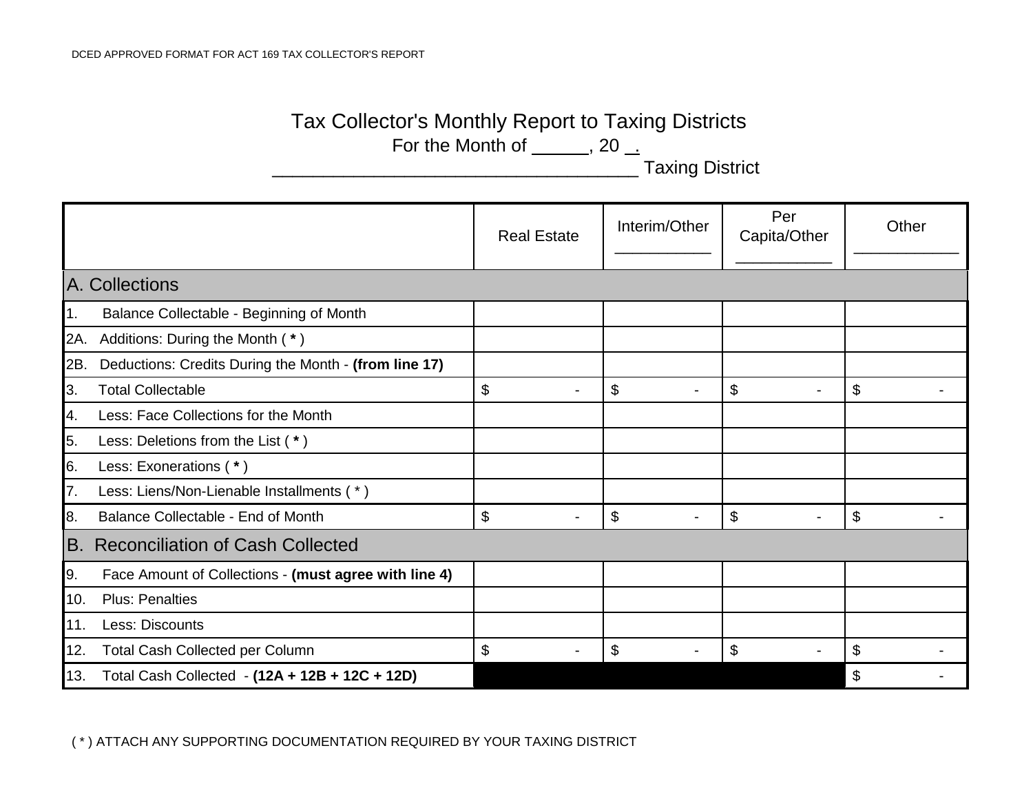DCED APPROVED FORMAT FOR ACT 169 TAX COLLECTOR'S REPORT

# Tax Collector's Monthly Report to Taxing Districts

For the Month of ______, 20 __.

_____________________________________ Taxing District

| | Real Estate | Interim/Other ___________ | Per Capita/Other ___________ | Other ___________ |
|---|---|---|---|---|
| **A. Collections** | | | | |
| 1. Balance Collectable - Beginning of Month | | | | |
| 2A. Additions: During the Month ( **\*** ) | | | | |
| 2B. Deductions: Credits During the Month - **(from line 17)** | | | | |
| 3. Total Collectable | $ - | $ - | $ - | $ - |
| 4. Less: Face Collections for the Month | | | | |
| 5. Less: Deletions from the List ( **\*** ) | | | | |
| 6. Less: Exonerations ( **\*** ) | | | | |
| 7. Less: Liens/Non-Lienable Installments ( * ) | | | | |
| 8. Balance Collectable - End of Month | $ - | $ - | $ - | $ - |
| **B. Reconciliation of Cash Collected** | | | | |
| 9. Face Amount of Collections - **(must agree with line 4)** | | | | |
| 10. Plus: Penalties | | | | |
| 11. Less: Discounts | | | | |
| 12. Total Cash Collected per Column | $ - | $ - | $ - | $ - |
| 13. Total Cash Collected - **(12A + 12B + 12C + 12D)** | | | | $ - |

( * ) ATTACH ANY SUPPORTING DOCUMENTATION REQUIRED BY YOUR TAXING DISTRICT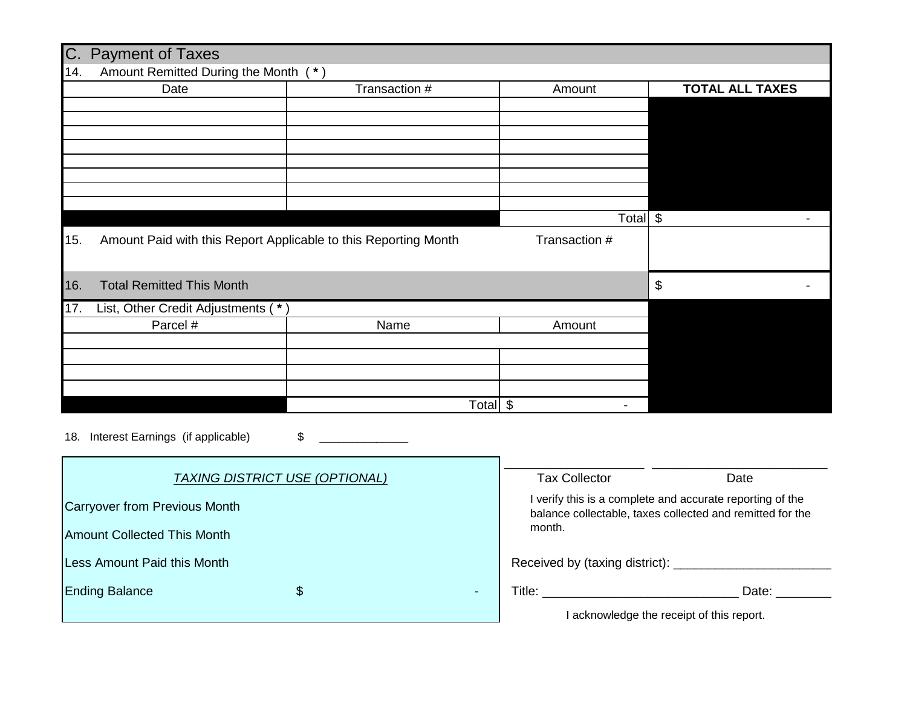## C. Payment of Taxes

14. Amount Remitted During the Month ( * )

| Date | Transaction # | Amount | TOTAL ALL TAXES |
| --- | --- | --- | --- |
| | | | |
| | | | |
| | | | |
| | | | |
| | | | |
| | | | |
| | | | |
| | | | |
| | | Total | $ - |

15. Amount Paid with this Report Applicable to this Reporting Month — Transaction #

16. Total Remitted This Month $ -

17. List, Other Credit Adjustments ( * )

| Parcel # | Name | Amount |
| --- | --- | --- |
| | | |
| | | |
| | | |
| | | |
| | Total | $ - |

18. Interest Earnings (if applicable) $ _____________

| TAXING DISTRICT USE (OPTIONAL) | |
| --- | --- |
| Carryover from Previous Month | |
| Amount Collected This Month | |
| Less Amount Paid this Month | |
| Ending Balance | $ - |

___________________ ________________________
Tax Collector Date

I verify this is a complete and accurate reporting of the balance collectable, taxes collected and remitted for the month.

Received by (taxing district): ______________________

Title: ____________________________ Date: ________

I acknowledge the receipt of this report.